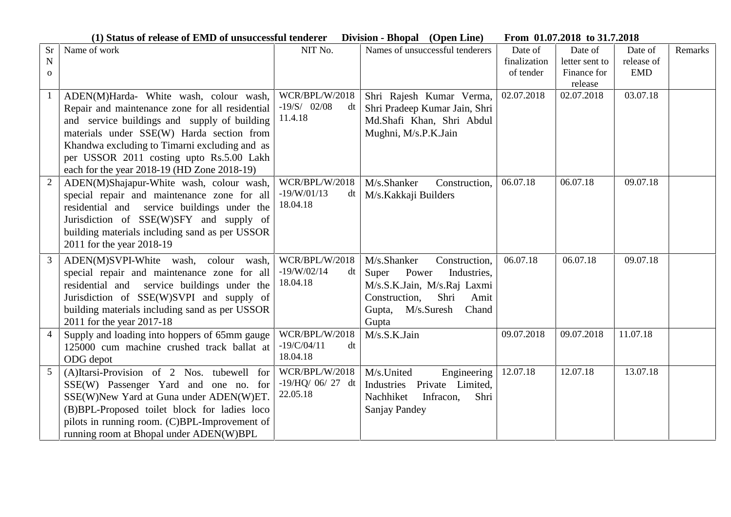**(1) Status of release of EMD of unsuccessful tenderer Division - Bhopal (Open Line) From 01.07.2018 to 31.7.2018**

| Sr No | Name of work | NIT No. | Names of unsuccessful tenderers | Date of finalization of tender | Date of letter sent to Finance for release | Date of release of EMD | Remarks |
|---|---|---|---|---|---|---|---|
| 1 | ADEN(M)Harda- White wash, colour wash, Repair and maintenance zone for all residential and service buildings and supply of building materials under SSE(W) Harda section from Khandwa excluding to Timarni excluding and as per USSOR 2011 costing upto Rs.5.00 Lakh each for the year 2018-19 (HD Zone 2018-19) | WCR/BPL/W/2018 -19/S/ 02/08 dt 11.4.18 | Shri Rajesh Kumar Verma, Shri Pradeep Kumar Jain, Shri Md.Shafi Khan, Shri Abdul Mughni, M/s.P.K.Jain | 02.07.2018 | 02.07.2018 | 03.07.18 | |
| 2 | ADEN(M)Shajapur-White wash, colour wash, special repair and maintenance zone for all residential and service buildings under the Jurisdiction of SSE(W)SFY and supply of building materials including sand as per USSOR 2011 for the year 2018-19 | WCR/BPL/W/2018 -19/W/01/13 dt 18.04.18 | M/s.Shanker Construction, M/s.Kakkaji Builders | 06.07.18 | 06.07.18 | 09.07.18 | |
| 3 | ADEN(M)SVPI-White wash, colour wash, special repair and maintenance zone for all residential and service buildings under the Jurisdiction of SSE(W)SVPI and supply of building materials including sand as per USSOR 2011 for the year 2017-18 | WCR/BPL/W/2018 -19/W/02/14 dt 18.04.18 | M/s.Shanker Construction, Super Power Industries, M/s.S.K.Jain, M/s.Raj Laxmi Construction, Shri Amit Gupta, M/s.Suresh Chand Gupta | 06.07.18 | 06.07.18 | 09.07.18 | |
| 4 | Supply and loading into hoppers of 65mm gauge 125000 cum machine crushed track ballat at ODG depot | WCR/BPL/W/2018 -19/C/04/11 dt 18.04.18 | M/s.S.K.Jain | 09.07.2018 | 09.07.2018 | 11.07.18 | |
| 5 | (A)Itarsi-Provision of 2 Nos. tubewell for SSE(W) Passenger Yard and one no. for SSE(W)New Yard at Guna under ADEN(W)ET. (B)BPL-Proposed toilet block for ladies loco pilots in running room. (C)BPL-Improvement of running room at Bhopal under ADEN(W)BPL | WCR/BPL/W/2018 -19/HQ/ 06/ 27 dt 22.05.18 | M/s.United Engineering Industries Private Limited, Nachhiket Infracon, Shri Sanjay Pandey | 12.07.18 | 12.07.18 | 13.07.18 | |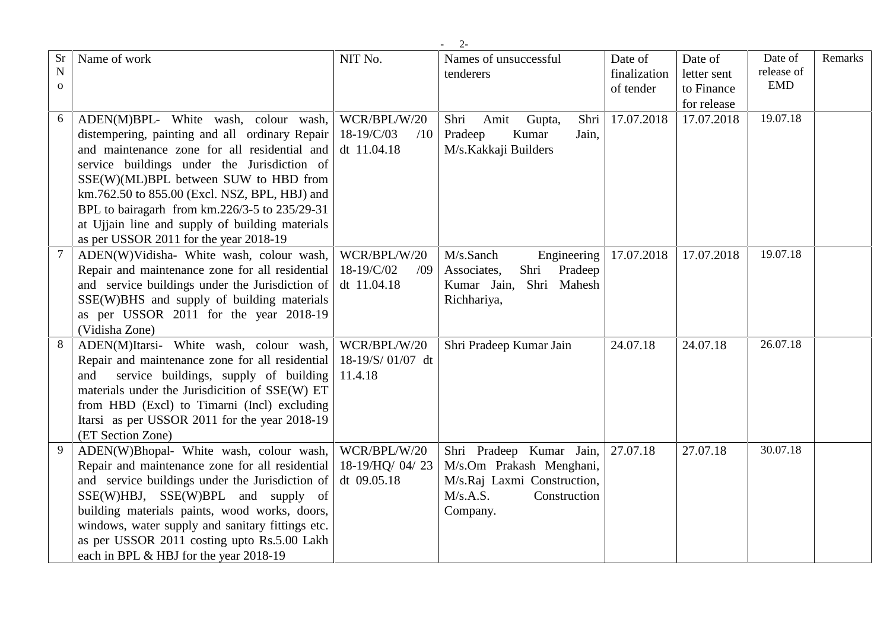| Sr No | Name of work | NIT No. | Names of unsuccessful tenderers | Date of finalization of tender | Date of letter sent to Finance for release | Date of release of EMD | Remarks |
|---|---|---|---|---|---|---|---|
| 6 | ADEN(M)BPL- White wash, colour wash, distempering, painting and all ordinary Repair and maintenance zone for all residential and service buildings under the Jurisdiction of SSE(W)(ML)BPL between SUW to HBD from km.762.50 to 855.00 (Excl. NSZ, BPL, HBJ) and BPL to bairagarh from km.226/3-5 to 235/29-31 at Ujjain line and supply of building materials as per USSOR 2011 for the year 2018-19 | WCR/BPL/W/2018-19/C/03 /10 dt 11.04.18 | Shri Amit Gupta, Shri Pradeep Kumar Jain, M/s.Kakkaji Builders | 17.07.2018 | 17.07.2018 | 19.07.18 | |
| 7 | ADEN(W)Vidisha- White wash, colour wash, Repair and maintenance zone for all residential and service buildings under the Jurisdiction of SSE(W)BHS and supply of building materials as per USSOR 2011 for the year 2018-19 (Vidisha Zone) | WCR/BPL/W/2018-19/C/02 /09 dt 11.04.18 | M/s.Sanch Engineering Associates, Shri Pradeep Kumar Jain, Shri Mahesh Richhariya, | 17.07.2018 | 17.07.2018 | 19.07.18 | |
| 8 | ADEN(M)Itarsi- White wash, colour wash, Repair and maintenance zone for all residential and service buildings, supply of building materials under the Jurisdicition of SSE(W) ET from HBD (Excl) to Timarni (Incl) excluding Itarsi as per USSOR 2011 for the year 2018-19 (ET Section Zone) | WCR/BPL/W/2018-19/S/ 01/07 dt 11.4.18 | Shri Pradeep Kumar Jain | 24.07.18 | 24.07.18 | 26.07.18 | |
| 9 | ADEN(W)Bhopal- White wash, colour wash, Repair and maintenance zone for all residential and service buildings under the Jurisdiction of SSE(W)HBJ, SSE(W)BPL and supply of building materials paints, wood works, doors, windows, water supply and sanitary fittings etc. as per USSOR 2011 costing upto Rs.5.00 Lakh each in BPL & HBJ for the year 2018-19 | WCR/BPL/W/2018-19/HQ/ 04/ 23 dt 09.05.18 | Shri Pradeep Kumar Jain, M/s.Om Prakash Menghani, M/s.Raj Laxmi Construction, M/s.A.S. Construction Company. | 27.07.18 | 27.07.18 | 30.07.18 | |